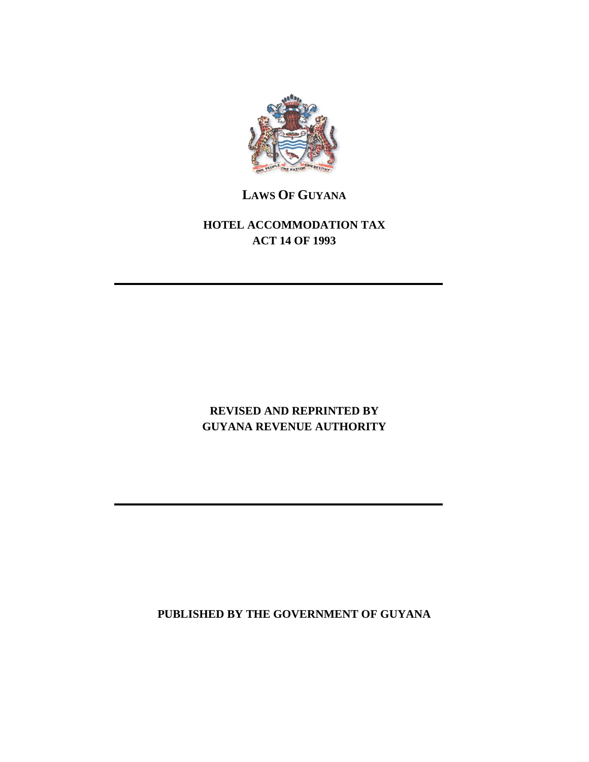# LAWS OF GUYANA

## HOTEL ACCOMMODATION TAX
## ACT 14 OF 1993

---

**REVISED AND REPRINTED BY**
**GUYANA REVENUE AUTHORITY**

---

**PUBLISHED BY THE GOVERNMENT OF GUYANA**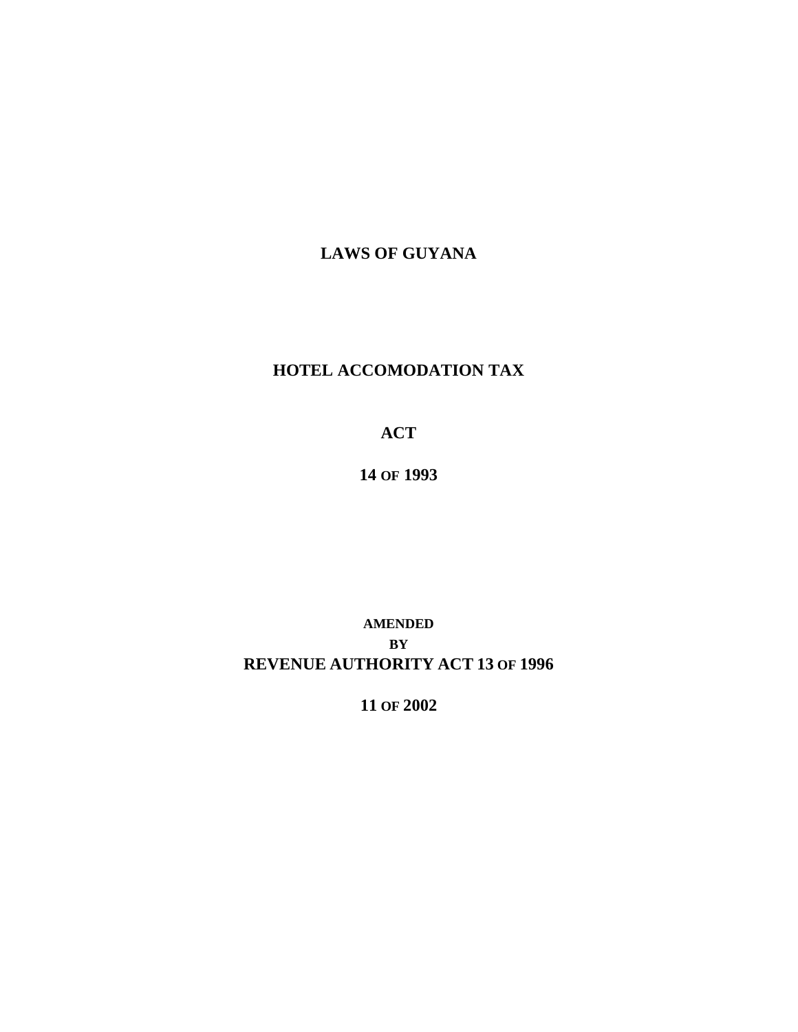**LAWS OF GUYANA**

# HOTEL ACCOMODATION TAX

# ACT

**14 OF 1993**

**AMENDED**

**BY**

**REVENUE AUTHORITY ACT 13 OF 1996**

**11 OF 2002**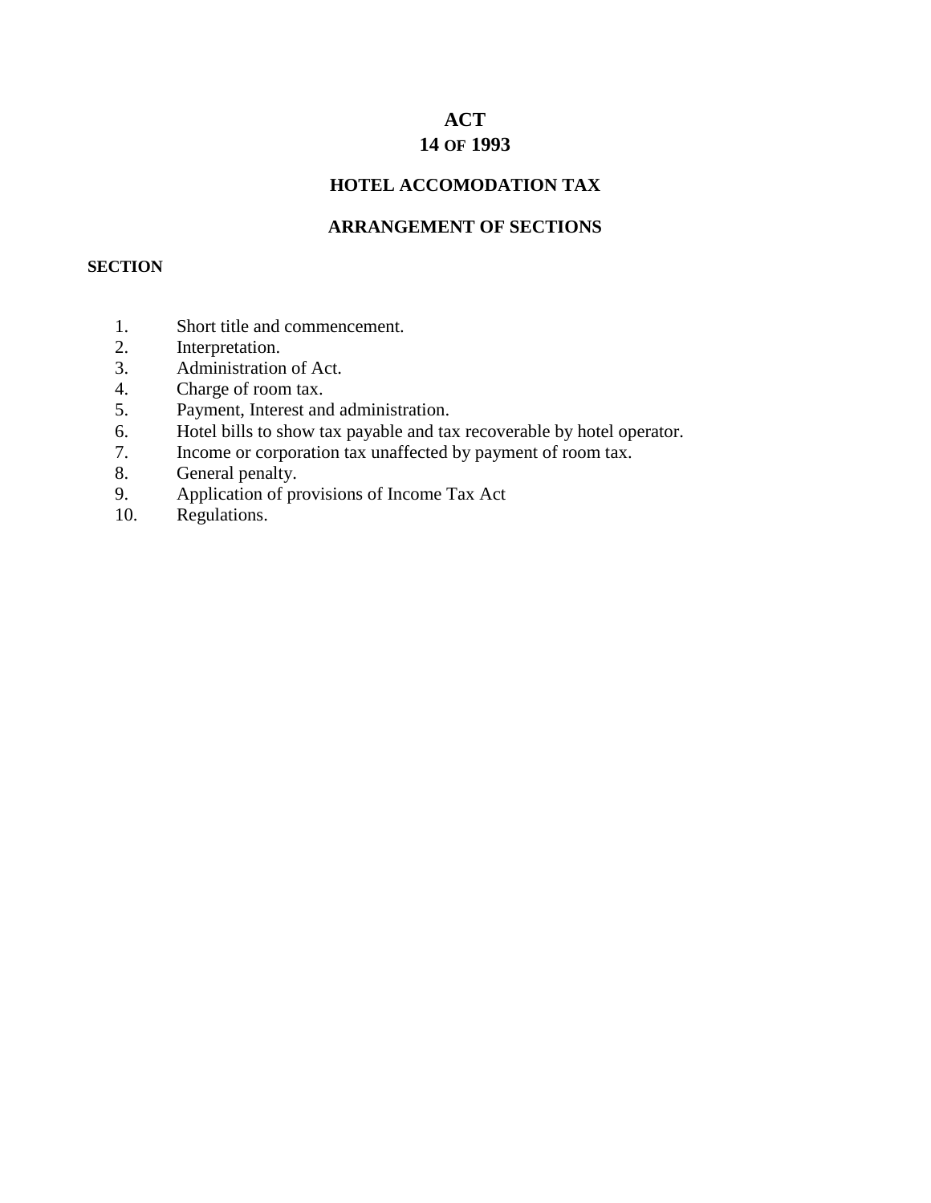# ACT
# 14 OF 1993

## HOTEL ACCOMODATION TAX

## ARRANGEMENT OF SECTIONS

**SECTION**

1. Short title and commencement.
2. Interpretation.
3. Administration of Act.
4. Charge of room tax.
5. Payment, Interest and administration.
6. Hotel bills to show tax payable and tax recoverable by hotel operator.
7. Income or corporation tax unaffected by payment of room tax.
8. General penalty.
9. Application of provisions of Income Tax Act
10. Regulations.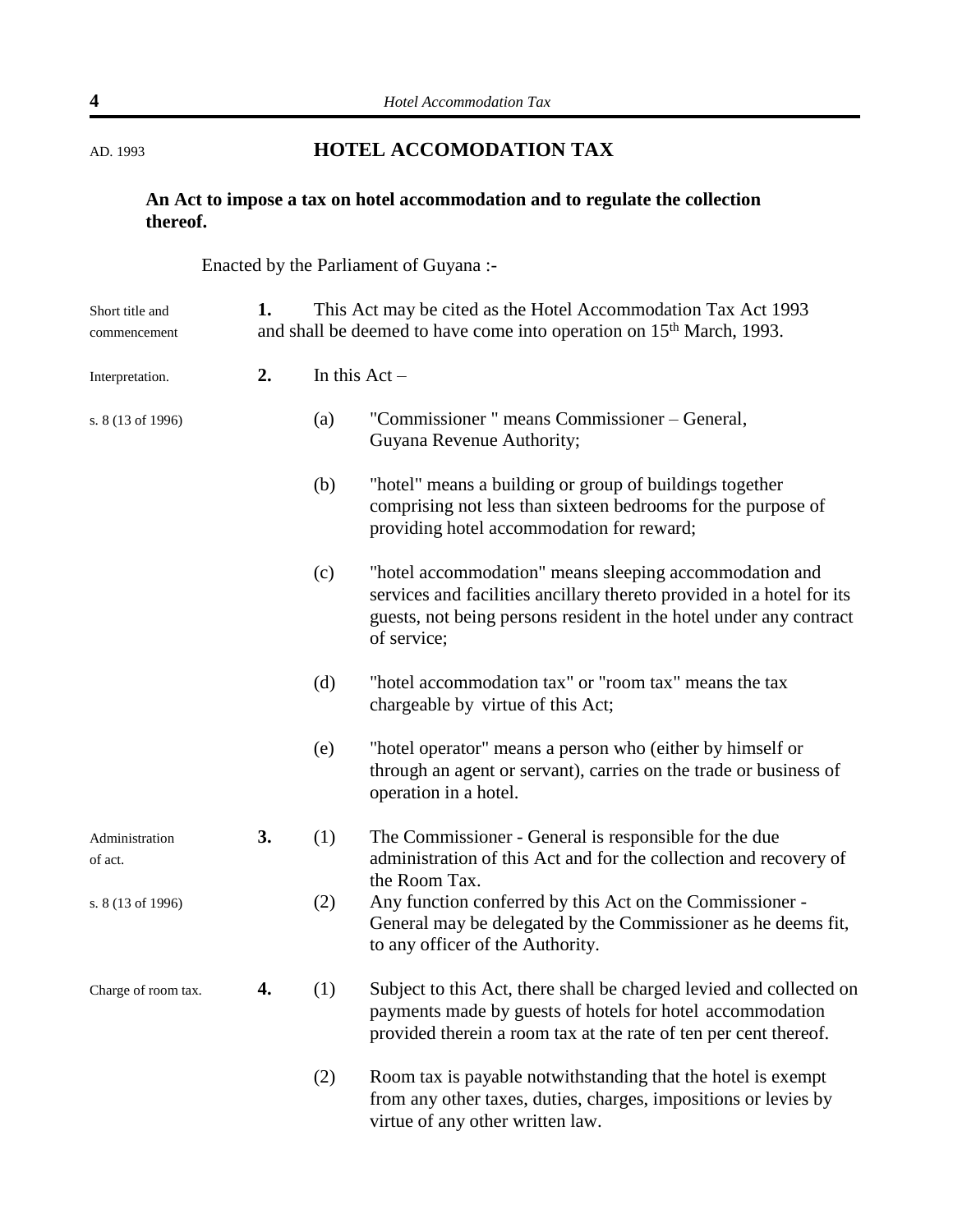AD. 1993

# HOTEL ACCOMODATION TAX

**An Act to impose a tax on hotel accommodation and to regulate the collection thereof.**

Enacted by the Parliament of Guyana :-

Short title and commencement

**1.** This Act may be cited as the Hotel Accommodation Tax Act 1993 and shall be deemed to have come into operation on 15th March, 1993.

Interpretation.

**2.** In this Act –

s. 8 (13 of 1996)

(a) "Commissioner " means Commissioner – General, Guyana Revenue Authority;

(b) "hotel" means a building or group of buildings together comprising not less than sixteen bedrooms for the purpose of providing hotel accommodation for reward;

(c) "hotel accommodation" means sleeping accommodation and services and facilities ancillary thereto provided in a hotel for its guests, not being persons resident in the hotel under any contract of service;

(d) "hotel accommodation tax" or "room tax" means the tax chargeable by virtue of this Act;

(e) "hotel operator" means a person who (either by himself or through an agent or servant), carries on the trade or business of operation in a hotel.

Administration of act.

**3.** (1) The Commissioner - General is responsible for the due administration of this Act and for the collection and recovery of the Room Tax.

s. 8 (13 of 1996)

(2) Any function conferred by this Act on the Commissioner - General may be delegated by the Commissioner as he deems fit, to any officer of the Authority.

Charge of room tax.

**4.** (1) Subject to this Act, there shall be charged levied and collected on payments made by guests of hotels for hotel accommodation provided therein a room tax at the rate of ten per cent thereof.

(2) Room tax is payable notwithstanding that the hotel is exempt from any other taxes, duties, charges, impositions or levies by virtue of any other written law.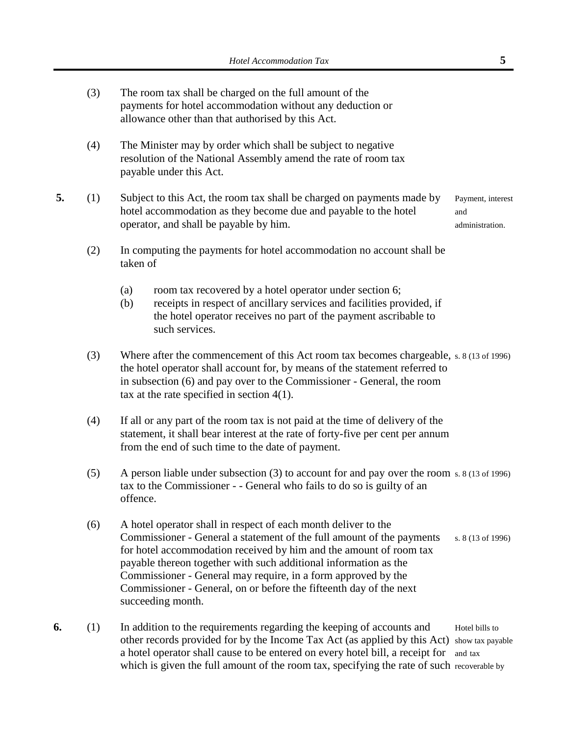(3) The room tax shall be charged on the full amount of the payments for hotel accommodation without any deduction or allowance other than that authorised by this Act.

(4) The Minister may by order which shall be subject to negative resolution of the National Assembly amend the rate of room tax payable under this Act.

**5.** (1) Subject to this Act, the room tax shall be charged on payments made by hotel accommodation as they become due and payable to the hotel operator, and shall be payable by him.

*Payment, interest and administration.*

(2) In computing the payments for hotel accommodation no account shall be taken of

(a) room tax recovered by a hotel operator under section 6;
(b) receipts in respect of ancillary services and facilities provided, if the hotel operator receives no part of the payment ascribable to such services.

(3) Where after the commencement of this Act room tax becomes chargeable, the hotel operator shall account for, by means of the statement referred to in subsection (6) and pay over to the Commissioner - General, the room tax at the rate specified in section 4(1). *s. 8 (13 of 1996)*

(4) If all or any part of the room tax is not paid at the time of delivery of the statement, it shall bear interest at the rate of forty-five per cent per annum from the end of such time to the date of payment.

(5) A person liable under subsection (3) to account for and pay over the room tax to the Commissioner - - General who fails to do so is guilty of an offence. *s. 8 (13 of 1996)*

(6) A hotel operator shall in respect of each month deliver to the Commissioner - General a statement of the full amount of the payments for hotel accommodation received by him and the amount of room tax payable thereon together with such additional information as the Commissioner - General may require, in a form approved by the Commissioner - General, on or before the fifteenth day of the next succeeding month. *s. 8 (13 of 1996)*

**6.** (1) In addition to the requirements regarding the keeping of accounts and other records provided for by the Income Tax Act (as applied by this Act) a hotel operator shall cause to be entered on every hotel bill, a receipt for which is given the full amount of the room tax, specifying the rate of such

*Hotel bills to show tax payable and tax recoverable by*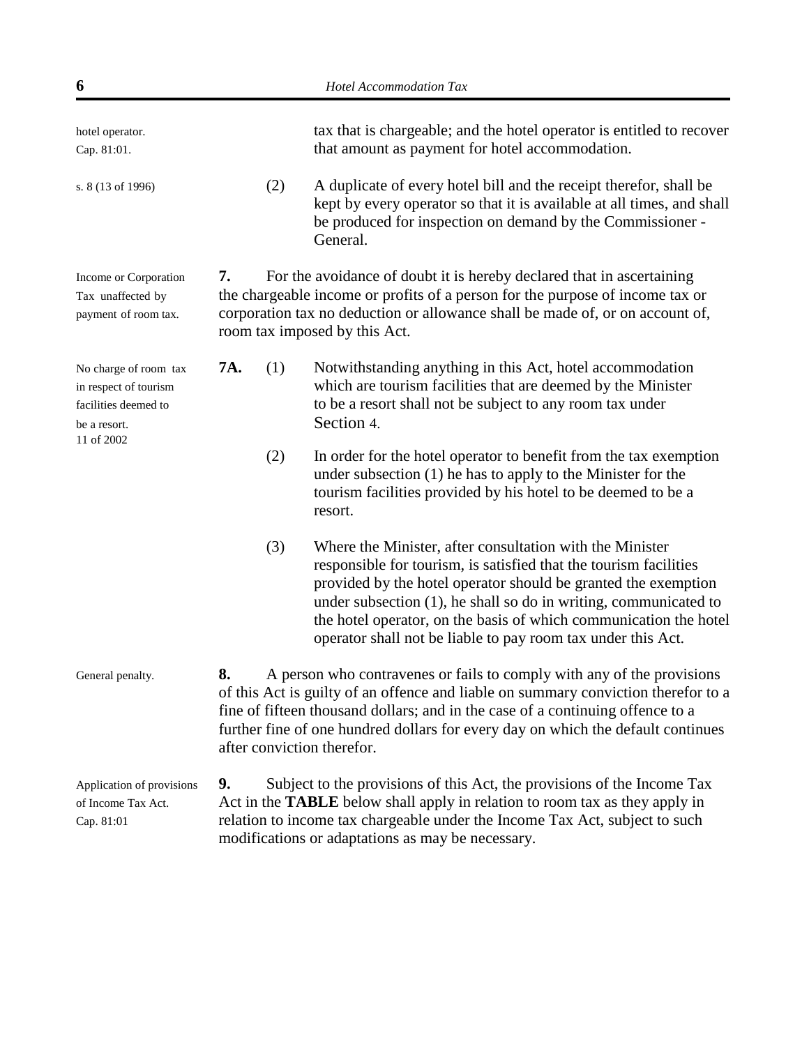hotel operator.
Cap. 81:01.

tax that is chargeable; and the hotel operator is entitled to recover that amount as payment for hotel accommodation.

s. 8 (13 of 1996)

(2) A duplicate of every hotel bill and the receipt therefor, shall be kept by every operator so that it is available at all times, and shall be produced for inspection on demand by the Commissioner - General.

*Income or Corporation Tax unaffected by payment of room tax.*

**7.** For the avoidance of doubt it is hereby declared that in ascertaining the chargeable income or profits of a person for the purpose of income tax or corporation tax no deduction or allowance shall be made of, or on account of, room tax imposed by this Act.

*No charge of room tax in respect of tourism facilities deemed to be a resort.*
11 of 2002

**7A.** (1) Notwithstanding anything in this Act, hotel accommodation which are tourism facilities that are deemed by the Minister to be a resort shall not be subject to any room tax under Section 4.

(2) In order for the hotel operator to benefit from the tax exemption under subsection (1) he has to apply to the Minister for the tourism facilities provided by his hotel to be deemed to be a resort.

(3) Where the Minister, after consultation with the Minister responsible for tourism, is satisfied that the tourism facilities provided by the hotel operator should be granted the exemption under subsection (1), he shall so do in writing, communicated to the hotel operator, on the basis of which communication the hotel operator shall not be liable to pay room tax under this Act.

*General penalty.*

**8.** A person who contravenes or fails to comply with any of the provisions of this Act is guilty of an offence and liable on summary conviction therefor to a fine of fifteen thousand dollars; and in the case of a continuing offence to a further fine of one hundred dollars for every day on which the default continues after conviction therefor.

*Application of provisions of Income Tax Act.*
Cap. 81:01

**9.** Subject to the provisions of this Act, the provisions of the Income Tax Act in the **TABLE** below shall apply in relation to room tax as they apply in relation to income tax chargeable under the Income Tax Act, subject to such modifications or adaptations as may be necessary.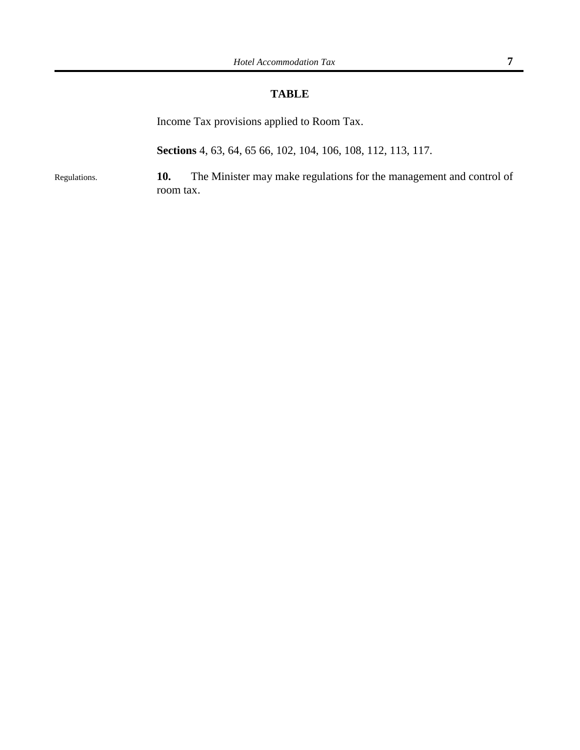## TABLE

Income Tax provisions applied to Room Tax.

**Sections** 4, 63, 64, 65 66, 102, 104, 106, 108, 112, 113, 117.

Regulations.

**10.** The Minister may make regulations for the management and control of room tax.